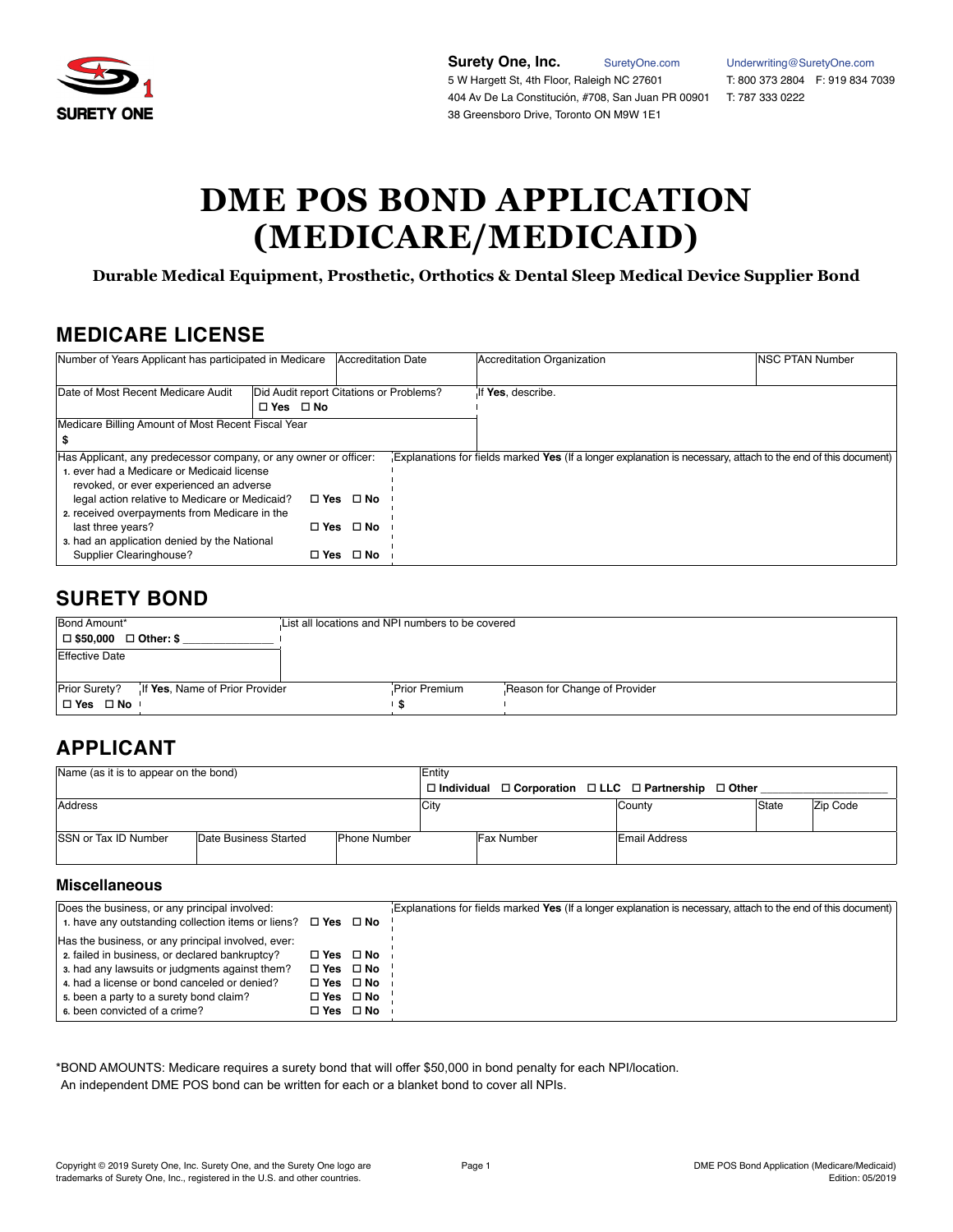**Surety One, Inc.** SuretyOne.com Underwriting@SuretyOne.com
5 W Hargett St, 4th Floor, Raleigh NC 27601 T: 800 373 2804 F: 919 834 7039
404 Av De La Constitución, #708, San Juan PR 00901 T: 787 333 0222
38 Greensboro Drive, Toronto ON M9W 1E1

# DME POS BOND APPLICATION (MEDICARE/MEDICAID)

**Durable Medical Equipment, Prosthetic, Orthotics & Dental Sleep Medical Device Supplier Bond**

## MEDICARE LICENSE

| Number of Years Applicant has participated in Medicare | Accreditation Date | Accreditation Organization | NSC PTAN Number |
|---|---|---|---|
| Date of Most Recent Medicare Audit | Did Audit report Citations or Problems? ☐ Yes ☐ No | If **Yes**, describe. | |
| Medicare Billing Amount of Most Recent Fiscal Year $ | | | |

| Has Applicant, any predecessor company, or any owner or officer: | | Explanations for fields marked **Yes** (If a longer explanation is necessary, attach to the end of this document) |
|---|---|---|
| 1. ever had a Medicare or Medicaid license revoked, or ever experienced an adverse legal action relative to Medicare or Medicaid? | ☐ Yes ☐ No | |
| 2. received overpayments from Medicare in the last three years? | ☐ Yes ☐ No | |
| 3. had an application denied by the National Supplier Clearinghouse? | ☐ Yes ☐ No | |

## SURETY BOND

| Bond Amount* ☐ $50,000 ☐ Other: $ ______________ | List all locations and NPI numbers to be covered | | |
|---|---|---|---|
| Effective Date | | | |
| Prior Surety? ☐ Yes ☐ No | If **Yes**, Name of Prior Provider | Prior Premium $ | Reason for Change of Provider |

## APPLICANT

| Name (as it is to appear on the bond) | | | Entity ☐ Individual ☐ Corporation ☐ LLC ☐ Partnership ☐ Other ______________ | | | |
|---|---|---|---|---|---|---|
| Address | | | City | County | State | Zip Code |
| SSN or Tax ID Number | Date Business Started | Phone Number | Fax Number | Email Address | | |

### Miscellaneous

| Does the business, or any principal involved: | | Explanations for fields marked **Yes** (If a longer explanation is necessary, attach to the end of this document) |
|---|---|---|
| 1. have any outstanding collection items or liens? | ☐ Yes ☐ No | |
| Has the business, or any principal involved, ever: | | |
| 2. failed in business, or declared bankruptcy? | ☐ Yes ☐ No | |
| 3. had any lawsuits or judgments against them? | ☐ Yes ☐ No | |
| 4. had a license or bond canceled or denied? | ☐ Yes ☐ No | |
| 5. been a party to a surety bond claim? | ☐ Yes ☐ No | |
| 6. been convicted of a crime? | ☐ Yes ☐ No | |

*BOND AMOUNTS: Medicare requires a surety bond that will offer $50,000 in bond penalty for each NPI/location. An independent DME POS bond can be written for each or a blanket bond to cover all NPIs.

Copyright © 2019 Surety One, Inc. Surety One, and the Surety One logo are trademarks of Surety One, Inc., registered in the U.S. and other countries.

DME POS Bond Application (Medicare/Medicaid) Edition: 05/2019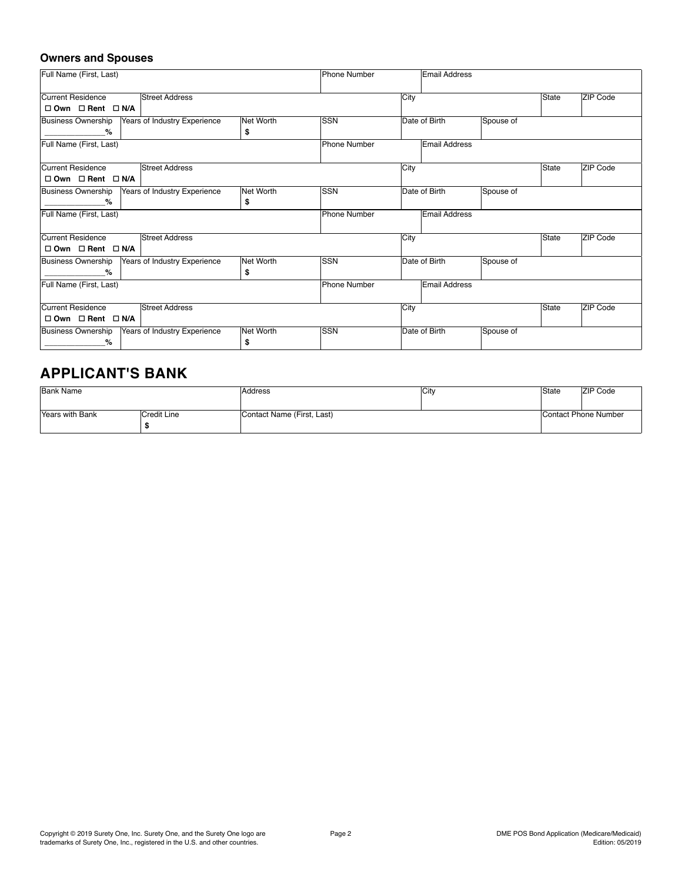### Owners and Spouses

| Full Name (First, Last) | | | Phone Number | Email Address | | | |
|---|---|---|---|---|---|---|---|
| Current Residence<br>☐ Own ☐ Rent ☐ N/A | Street Address | | | City | | State | ZIP Code |
| Business Ownership<br>_____________% | Years of Industry Experience | Net Worth<br>$ | SSN | Date of Birth | Spouse of | | |
| Full Name (First, Last) | | | Phone Number | Email Address | | | |
| Current Residence<br>☐ Own ☐ Rent ☐ N/A | Street Address | | | City | | State | ZIP Code |
| Business Ownership<br>_____________% | Years of Industry Experience | Net Worth<br>$ | SSN | Date of Birth | Spouse of | | |
| Full Name (First, Last) | | | Phone Number | Email Address | | | |
| Current Residence<br>☐ Own ☐ Rent ☐ N/A | Street Address | | | City | | State | ZIP Code |
| Business Ownership<br>_____________% | Years of Industry Experience | Net Worth<br>$ | SSN | Date of Birth | Spouse of | | |
| Full Name (First, Last) | | | Phone Number | Email Address | | | |
| Current Residence<br>☐ Own ☐ Rent ☐ N/A | Street Address | | | City | | State | ZIP Code |
| Business Ownership<br>_____________% | Years of Industry Experience | Net Worth<br>$ | SSN | Date of Birth | Spouse of | | |

## APPLICANT'S BANK

| Bank Name | | Address | City | State | ZIP Code |
|---|---|---|---|---|---|
| Years with Bank | Credit Line<br>$ | Contact Name (First, Last) | | Contact Phone Number | |

Copyright © 2019 Surety One, Inc. Surety One, and the Surety One logo are trademarks of Surety One, Inc., registered in the U.S. and other countries.

DME POS Bond Application (Medicare/Medicaid)
Edition: 05/2019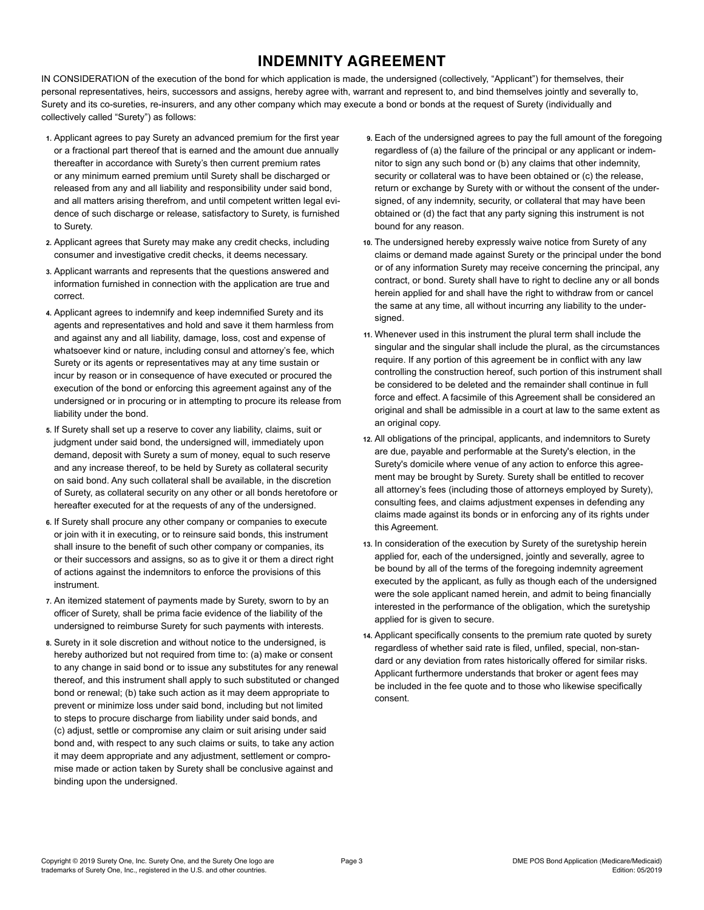# INDEMNITY AGREEMENT

IN CONSIDERATION of the execution of the bond for which application is made, the undersigned (collectively, "Applicant") for themselves, their personal representatives, heirs, successors and assigns, hereby agree with, warrant and represent to, and bind themselves jointly and severally to, Surety and its co-sureties, re-insurers, and any other company which may execute a bond or bonds at the request of Surety (individually and collectively called "Surety") as follows:

1. Applicant agrees to pay Surety an advanced premium for the first year or a fractional part thereof that is earned and the amount due annually thereafter in accordance with Surety's then current premium rates or any minimum earned premium until Surety shall be discharged or released from any and all liability and responsibility under said bond, and all matters arising therefrom, and until competent written legal evidence of such discharge or release, satisfactory to Surety, is furnished to Surety.
2. Applicant agrees that Surety may make any credit checks, including consumer and investigative credit checks, it deems necessary.
3. Applicant warrants and represents that the questions answered and information furnished in connection with the application are true and correct.
4. Applicant agrees to indemnify and keep indemnified Surety and its agents and representatives and hold and save it them harmless from and against any and all liability, damage, loss, cost and expense of whatsoever kind or nature, including consul and attorney's fee, which Surety or its agents or representatives may at any time sustain or incur by reason or in consequence of have executed or procured the execution of the bond or enforcing this agreement against any of the undersigned or in procuring or in attempting to procure its release from liability under the bond.
5. If Surety shall set up a reserve to cover any liability, claims, suit or judgment under said bond, the undersigned will, immediately upon demand, deposit with Surety a sum of money, equal to such reserve and any increase thereof, to be held by Surety as collateral security on said bond. Any such collateral shall be available, in the discretion of Surety, as collateral security on any other or all bonds heretofore or hereafter executed for at the requests of any of the undersigned.
6. If Surety shall procure any other company or companies to execute or join with it in executing, or to reinsure said bonds, this instrument shall insure to the benefit of such other company or companies, its or their successors and assigns, so as to give it or them a direct right of actions against the indemnitors to enforce the provisions of this instrument.
7. An itemized statement of payments made by Surety, sworn to by an officer of Surety, shall be prima facie evidence of the liability of the undersigned to reimburse Surety for such payments with interests.
8. Surety in it sole discretion and without notice to the undersigned, is hereby authorized but not required from time to: (a) make or consent to any change in said bond or to issue any substitutes for any renewal thereof, and this instrument shall apply to such substituted or changed bond or renewal; (b) take such action as it may deem appropriate to prevent or minimize loss under said bond, including but not limited to steps to procure discharge from liability under said bonds, and (c) adjust, settle or compromise any claim or suit arising under said bond and, with respect to any such claims or suits, to take any action it may deem appropriate and any adjustment, settlement or compromise made or action taken by Surety shall be conclusive against and binding upon the undersigned.
9. Each of the undersigned agrees to pay the full amount of the foregoing regardless of (a) the failure of the principal or any applicant or indemnitor to sign any such bond or (b) any claims that other indemnity, security or collateral was to have been obtained or (c) the release, return or exchange by Surety with or without the consent of the undersigned, of any indemnity, security, or collateral that may have been obtained or (d) the fact that any party signing this instrument is not bound for any reason.
10. The undersigned hereby expressly waive notice from Surety of any claims or demand made against Surety or the principal under the bond or of any information Surety may receive concerning the principal, any contract, or bond. Surety shall have to right to decline any or all bonds herein applied for and shall have the right to withdraw from or cancel the same at any time, all without incurring any liability to the undersigned.
11. Whenever used in this instrument the plural term shall include the singular and the singular shall include the plural, as the circumstances require. If any portion of this agreement be in conflict with any law controlling the construction hereof, such portion of this instrument shall be considered to be deleted and the remainder shall continue in full force and effect. A facsimile of this Agreement shall be considered an original and shall be admissible in a court at law to the same extent as an original copy.
12. All obligations of the principal, applicants, and indemnitors to Surety are due, payable and performable at the Surety's election, in the Surety's domicile where venue of any action to enforce this agreement may be brought by Surety. Surety shall be entitled to recover all attorney's fees (including those of attorneys employed by Surety), consulting fees, and claims adjustment expenses in defending any claims made against its bonds or in enforcing any of its rights under this Agreement.
13. In consideration of the execution by Surety of the suretyship herein applied for, each of the undersigned, jointly and severally, agree to be bound by all of the terms of the foregoing indemnity agreement executed by the applicant, as fully as though each of the undersigned were the sole applicant named herein, and admit to being financially interested in the performance of the obligation, which the suretyship applied for is given to secure.
14. Applicant specifically consents to the premium rate quoted by surety regardless of whether said rate is filed, unfiled, special, non-standard or any deviation from rates historically offered for similar risks. Applicant furthermore understands that broker or agent fees may be included in the fee quote and to those who likewise specifically consent.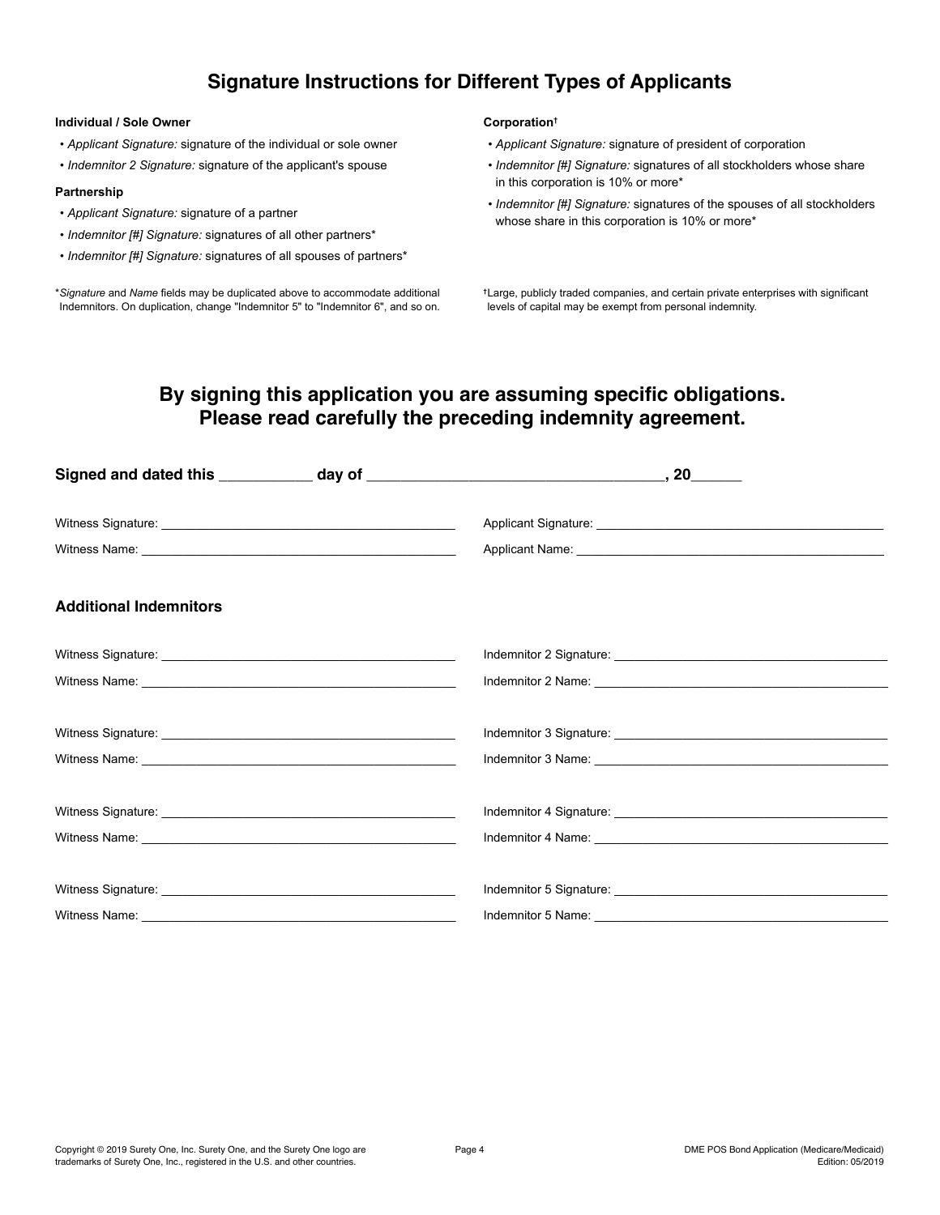## Signature Instructions for Different Types of Applicants

**Individual / Sole Owner**

- *Applicant Signature:* signature of the individual or sole owner
- *Indemnitor 2 Signature:* signature of the applicant's spouse

**Partnership**

- *Applicant Signature:* signature of a partner
- *Indemnitor [#] Signature:* signatures of all other partners*
- *Indemnitor [#] Signature:* signatures of all spouses of partners*

**Corporation†**

- *Applicant Signature:* signature of president of corporation
- *Indemnitor [#] Signature:* signatures of all stockholders whose share in this corporation is 10% or more*
- *Indemnitor [#] Signature:* signatures of the spouses of all stockholders whose share in this corporation is 10% or more*

\**Signature* and *Name* fields may be duplicated above to accommodate additional Indemnitors. On duplication, change "Indemnitor 5" to "Indemnitor 6", and so on.

†Large, publicly traded companies, and certain private enterprises with significant levels of capital may be exempt from personal indemnity.

### By signing this application you are assuming specific obligations. Please read carefully the preceding indemnity agreement.

**Signed and dated this ___________ day of ____________________________________, 20______**

Witness Signature: ____________________________________________

Witness Name: ____________________________________________

Applicant Signature: ____________________________________________

Applicant Name: ____________________________________________

### Additional Indemnitors

Witness Signature: ____________________________________________

Witness Name: ____________________________________________

Indemnitor 2 Signature: ____________________________________________

Indemnitor 2 Name: ____________________________________________

Witness Signature: ____________________________________________

Witness Name: ____________________________________________

Indemnitor 3 Signature: ____________________________________________

Indemnitor 3 Name: ____________________________________________

Witness Signature: ____________________________________________

Witness Name: ____________________________________________

Indemnitor 4 Signature: ____________________________________________

Indemnitor 4 Name: ____________________________________________

Witness Signature: ____________________________________________

Witness Name: ____________________________________________

Indemnitor 5 Signature: ____________________________________________

Indemnitor 5 Name: ____________________________________________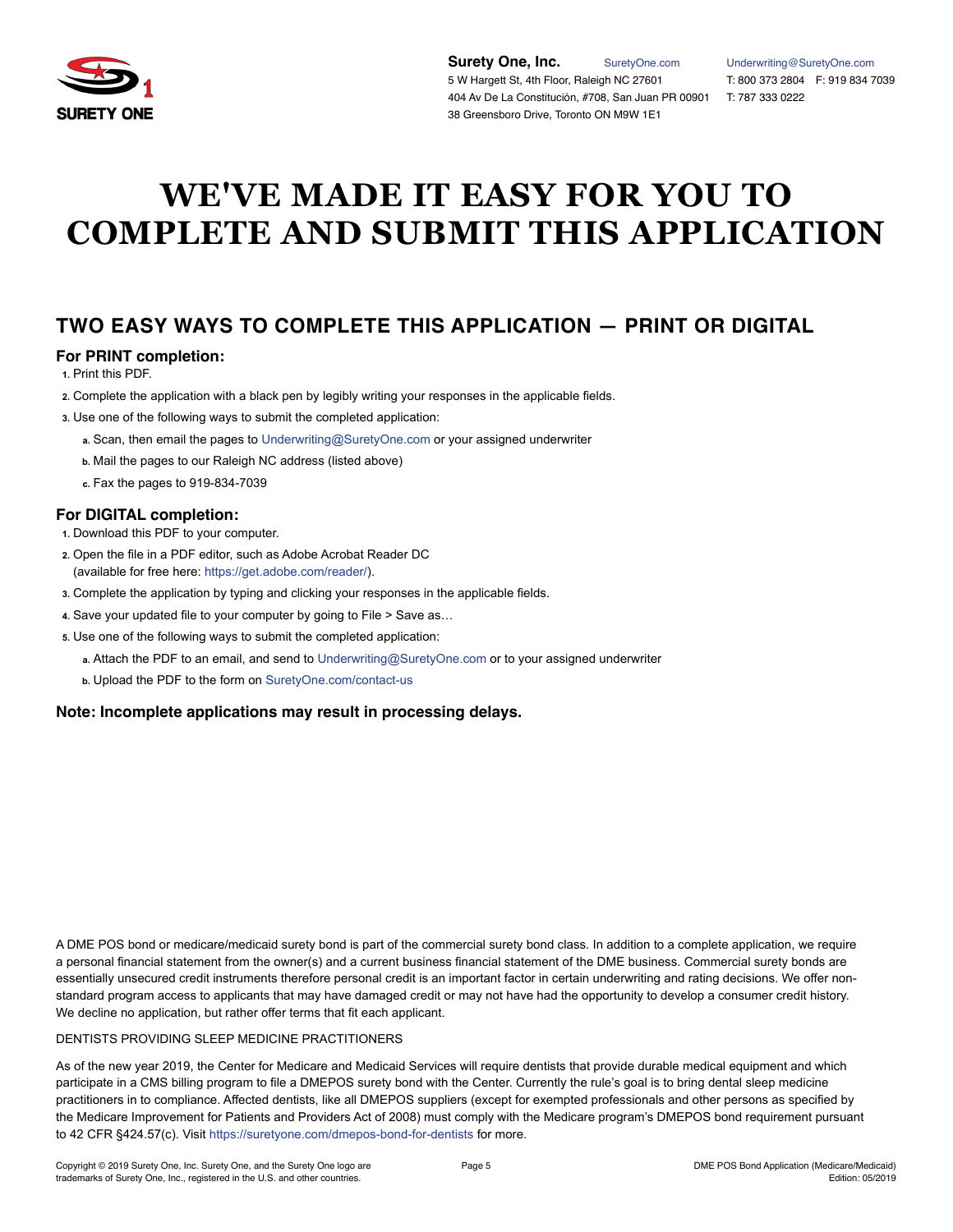**Surety One, Inc.** SuretyOne.com Underwriting@SuretyOne.com
5 W Hargett St, 4th Floor, Raleigh NC 27601 T: 800 373 2804 F: 919 834 7039
404 Av De La Constitución, #708, San Juan PR 00901 T: 787 333 0222
38 Greensboro Drive, Toronto ON M9W 1E1

# WE'VE MADE IT EASY FOR YOU TO COMPLETE AND SUBMIT THIS APPLICATION

## TWO EASY WAYS TO COMPLETE THIS APPLICATION — PRINT OR DIGITAL

### For PRINT completion:

1. Print this PDF.
2. Complete the application with a black pen by legibly writing your responses in the applicable fields.
3. Use one of the following ways to submit the completed application:
   a. Scan, then email the pages to Underwriting@SuretyOne.com or your assigned underwriter
   b. Mail the pages to our Raleigh NC address (listed above)
   c. Fax the pages to 919-834-7039

### For DIGITAL completion:

1. Download this PDF to your computer.
2. Open the file in a PDF editor, such as Adobe Acrobat Reader DC (available for free here: https://get.adobe.com/reader/).
3. Complete the application by typing and clicking your responses in the applicable fields.
4. Save your updated file to your computer by going to File > Save as…
5. Use one of the following ways to submit the completed application:
   a. Attach the PDF to an email, and send to Underwriting@SuretyOne.com or to your assigned underwriter
   b. Upload the PDF to the form on SuretyOne.com/contact-us

**Note: Incomplete applications may result in processing delays.**

A DME POS bond or medicare/medicaid surety bond is part of the commercial surety bond class. In addition to a complete application, we require a personal financial statement from the owner(s) and a current business financial statement of the DME business. Commercial surety bonds are essentially unsecured credit instruments therefore personal credit is an important factor in certain underwriting and rating decisions. We offer non-standard program access to applicants that may have damaged credit or may not have had the opportunity to develop a consumer credit history. We decline no application, but rather offer terms that fit each applicant.

DENTISTS PROVIDING SLEEP MEDICINE PRACTITIONERS

As of the new year 2019, the Center for Medicare and Medicaid Services will require dentists that provide durable medical equipment and which participate in a CMS billing program to file a DMEPOS surety bond with the Center. Currently the rule's goal is to bring dental sleep medicine practitioners in to compliance. Affected dentists, like all DMEPOS suppliers (except for exempted professionals and other persons as specified by the Medicare Improvement for Patients and Providers Act of 2008) must comply with the Medicare program's DMEPOS bond requirement pursuant to 42 CFR §424.57(c). Visit https://suretyone.com/dmepos-bond-for-dentists for more.